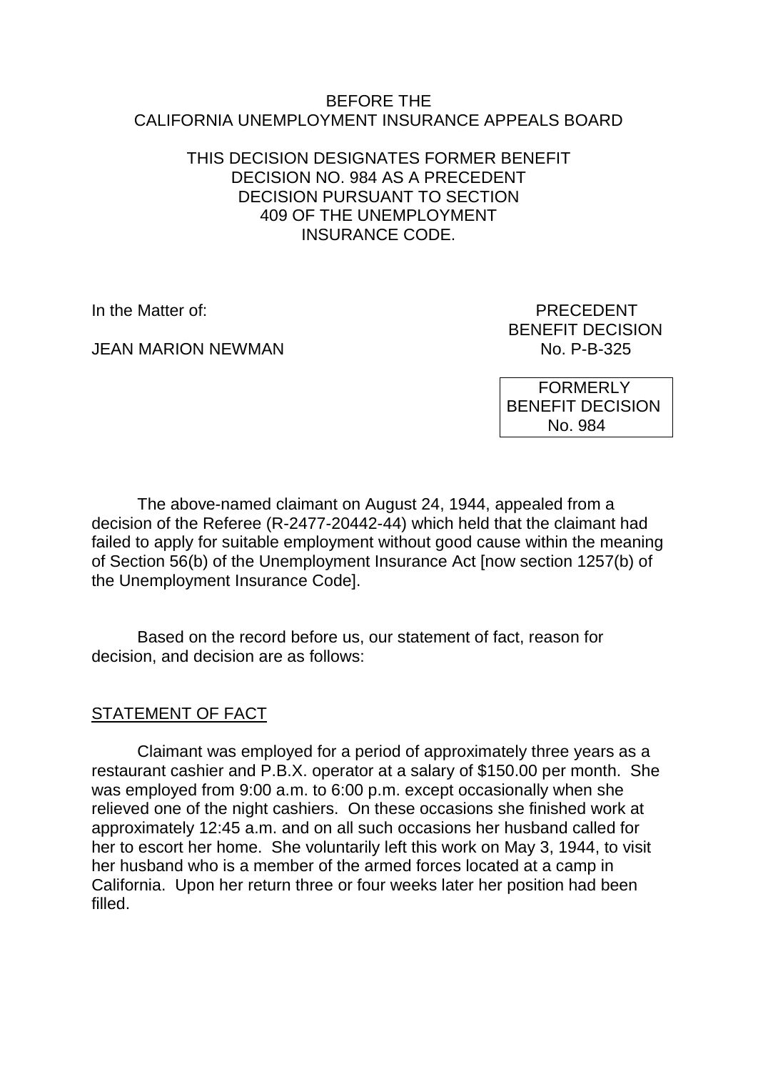BEFORE THE
CALIFORNIA UNEMPLOYMENT INSURANCE APPEALS BOARD

THIS DECISION DESIGNATES FORMER BENEFIT DECISION NO. 984 AS A PRECEDENT DECISION PURSUANT TO SECTION 409 OF THE UNEMPLOYMENT INSURANCE CODE.

In the Matter of:

JEAN MARION NEWMAN

PRECEDENT
BENEFIT DECISION
No. P-B-325

FORMERLY
BENEFIT DECISION
No. 984

The above-named claimant on August 24, 1944, appealed from a decision of the Referee (R-2477-20442-44) which held that the claimant had failed to apply for suitable employment without good cause within the meaning of Section 56(b) of the Unemployment Insurance Act [now section 1257(b) of the Unemployment Insurance Code].

Based on the record before us, our statement of fact, reason for decision, and decision are as follows:

## STATEMENT OF FACT

Claimant was employed for a period of approximately three years as a restaurant cashier and P.B.X. operator at a salary of $150.00 per month. She was employed from 9:00 a.m. to 6:00 p.m. except occasionally when she relieved one of the night cashiers. On these occasions she finished work at approximately 12:45 a.m. and on all such occasions her husband called for her to escort her home. She voluntarily left this work on May 3, 1944, to visit her husband who is a member of the armed forces located at a camp in California. Upon her return three or four weeks later her position had been filled.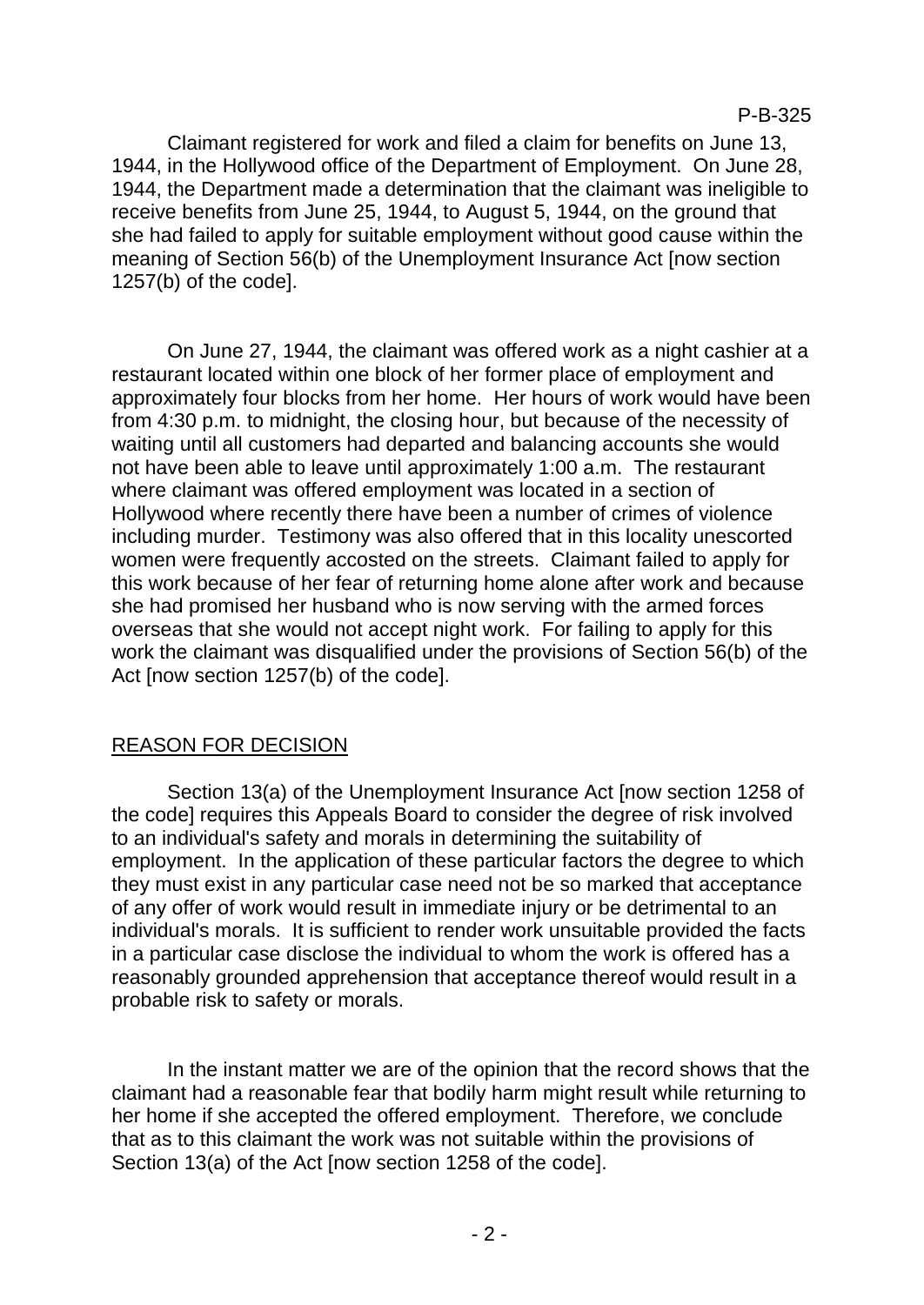Claimant registered for work and filed a claim for benefits on June 13, 1944, in the Hollywood office of the Department of Employment. On June 28, 1944, the Department made a determination that the claimant was ineligible to receive benefits from June 25, 1944, to August 5, 1944, on the ground that she had failed to apply for suitable employment without good cause within the meaning of Section 56(b) of the Unemployment Insurance Act [now section 1257(b) of the code].

On June 27, 1944, the claimant was offered work as a night cashier at a restaurant located within one block of her former place of employment and approximately four blocks from her home. Her hours of work would have been from 4:30 p.m. to midnight, the closing hour, but because of the necessity of waiting until all customers had departed and balancing accounts she would not have been able to leave until approximately 1:00 a.m. The restaurant where claimant was offered employment was located in a section of Hollywood where recently there have been a number of crimes of violence including murder. Testimony was also offered that in this locality unescorted women were frequently accosted on the streets. Claimant failed to apply for this work because of her fear of returning home alone after work and because she had promised her husband who is now serving with the armed forces overseas that she would not accept night work. For failing to apply for this work the claimant was disqualified under the provisions of Section 56(b) of the Act [now section 1257(b) of the code].

## REASON FOR DECISION

Section 13(a) of the Unemployment Insurance Act [now section 1258 of the code] requires this Appeals Board to consider the degree of risk involved to an individual's safety and morals in determining the suitability of employment. In the application of these particular factors the degree to which they must exist in any particular case need not be so marked that acceptance of any offer of work would result in immediate injury or be detrimental to an individual's morals. It is sufficient to render work unsuitable provided the facts in a particular case disclose the individual to whom the work is offered has a reasonably grounded apprehension that acceptance thereof would result in a probable risk to safety or morals.

In the instant matter we are of the opinion that the record shows that the claimant had a reasonable fear that bodily harm might result while returning to her home if she accepted the offered employment. Therefore, we conclude that as to this claimant the work was not suitable within the provisions of Section 13(a) of the Act [now section 1258 of the code].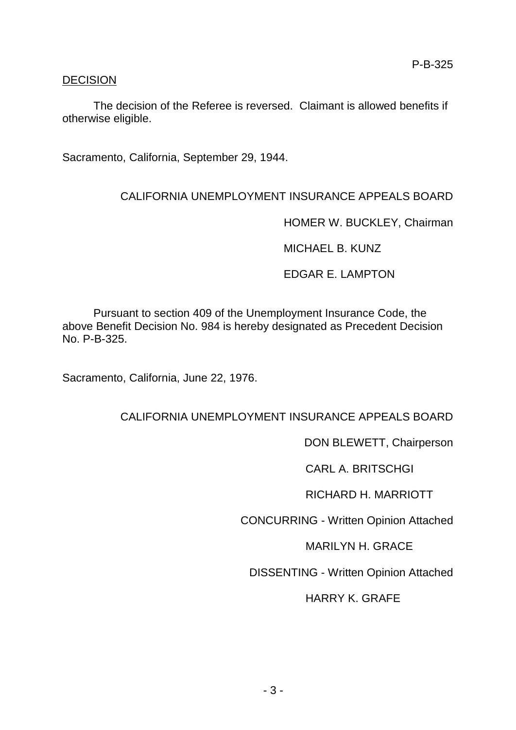P-B-325

DECISION

The decision of the Referee is reversed. Claimant is allowed benefits if otherwise eligible.

Sacramento, California, September 29, 1944.

CALIFORNIA UNEMPLOYMENT INSURANCE APPEALS BOARD

HOMER W. BUCKLEY, Chairman

MICHAEL B. KUNZ

EDGAR E. LAMPTON

Pursuant to section 409 of the Unemployment Insurance Code, the above Benefit Decision No. 984 is hereby designated as Precedent Decision No. P-B-325.

Sacramento, California, June 22, 1976.

CALIFORNIA UNEMPLOYMENT INSURANCE APPEALS BOARD

DON BLEWETT, Chairperson

CARL A. BRITSCHGI

RICHARD H. MARRIOTT

CONCURRING - Written Opinion Attached

MARILYN H. GRACE

DISSENTING - Written Opinion Attached

HARRY K. GRAFE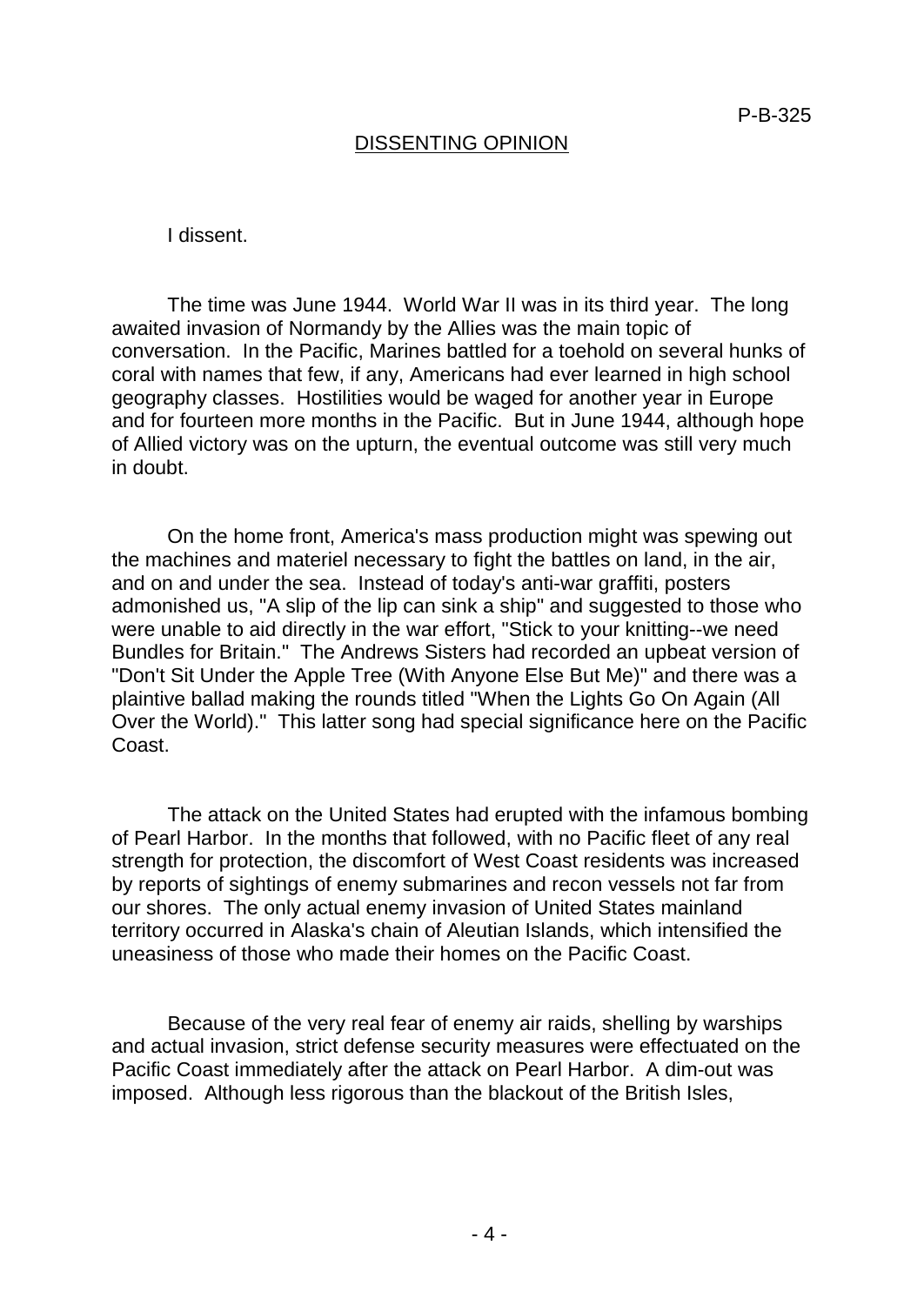P-B-325

## DISSENTING OPINION

I dissent.

The time was June 1944. World War II was in its third year. The long awaited invasion of Normandy by the Allies was the main topic of conversation. In the Pacific, Marines battled for a toehold on several hunks of coral with names that few, if any, Americans had ever learned in high school geography classes. Hostilities would be waged for another year in Europe and for fourteen more months in the Pacific. But in June 1944, although hope of Allied victory was on the upturn, the eventual outcome was still very much in doubt.

On the home front, America's mass production might was spewing out the machines and materiel necessary to fight the battles on land, in the air, and on and under the sea. Instead of today's anti-war graffiti, posters admonished us, "A slip of the lip can sink a ship" and suggested to those who were unable to aid directly in the war effort, "Stick to your knitting--we need Bundles for Britain." The Andrews Sisters had recorded an upbeat version of "Don't Sit Under the Apple Tree (With Anyone Else But Me)" and there was a plaintive ballad making the rounds titled "When the Lights Go On Again (All Over the World)." This latter song had special significance here on the Pacific Coast.

The attack on the United States had erupted with the infamous bombing of Pearl Harbor. In the months that followed, with no Pacific fleet of any real strength for protection, the discomfort of West Coast residents was increased by reports of sightings of enemy submarines and recon vessels not far from our shores. The only actual enemy invasion of United States mainland territory occurred in Alaska's chain of Aleutian Islands, which intensified the uneasiness of those who made their homes on the Pacific Coast.

Because of the very real fear of enemy air raids, shelling by warships and actual invasion, strict defense security measures were effectuated on the Pacific Coast immediately after the attack on Pearl Harbor. A dim-out was imposed. Although less rigorous than the blackout of the British Isles,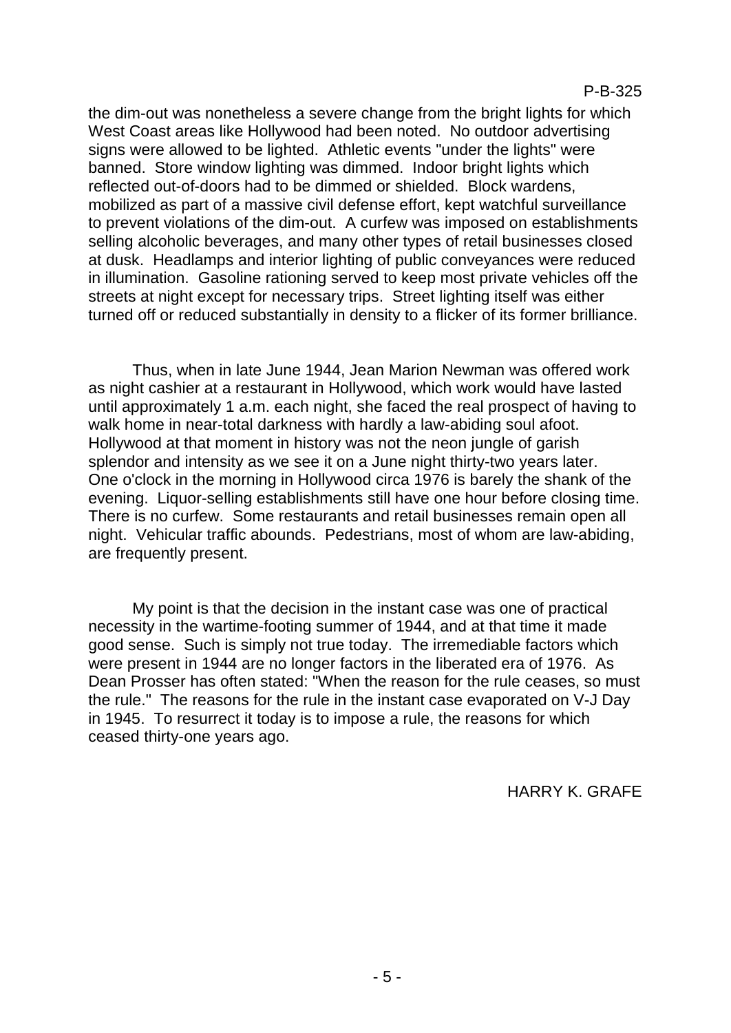the dim-out was nonetheless a severe change from the bright lights for which West Coast areas like Hollywood had been noted. No outdoor advertising signs were allowed to be lighted. Athletic events "under the lights" were banned. Store window lighting was dimmed. Indoor bright lights which reflected out-of-doors had to be dimmed or shielded. Block wardens, mobilized as part of a massive civil defense effort, kept watchful surveillance to prevent violations of the dim-out. A curfew was imposed on establishments selling alcoholic beverages, and many other types of retail businesses closed at dusk. Headlamps and interior lighting of public conveyances were reduced in illumination. Gasoline rationing served to keep most private vehicles off the streets at night except for necessary trips. Street lighting itself was either turned off or reduced substantially in density to a flicker of its former brilliance.

Thus, when in late June 1944, Jean Marion Newman was offered work as night cashier at a restaurant in Hollywood, which work would have lasted until approximately 1 a.m. each night, she faced the real prospect of having to walk home in near-total darkness with hardly a law-abiding soul afoot. Hollywood at that moment in history was not the neon jungle of garish splendor and intensity as we see it on a June night thirty-two years later. One o'clock in the morning in Hollywood circa 1976 is barely the shank of the evening. Liquor-selling establishments still have one hour before closing time. There is no curfew. Some restaurants and retail businesses remain open all night. Vehicular traffic abounds. Pedestrians, most of whom are law-abiding, are frequently present.

My point is that the decision in the instant case was one of practical necessity in the wartime-footing summer of 1944, and at that time it made good sense. Such is simply not true today. The irremediable factors which were present in 1944 are no longer factors in the liberated era of 1976. As Dean Prosser has often stated: "When the reason for the rule ceases, so must the rule." The reasons for the rule in the instant case evaporated on V-J Day in 1945. To resurrect it today is to impose a rule, the reasons for which ceased thirty-one years ago.

HARRY K. GRAFE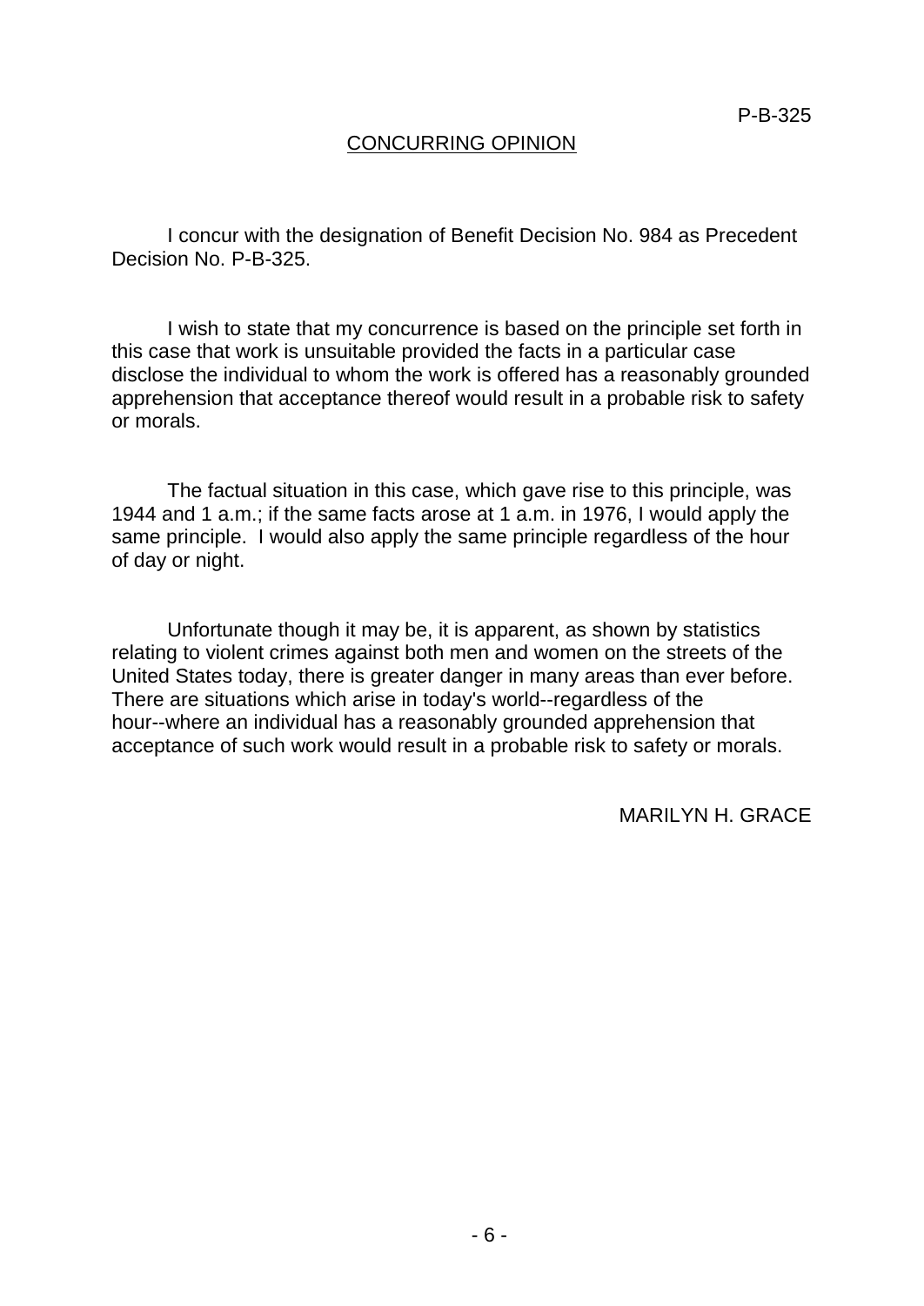## CONCURRING OPINION

I concur with the designation of Benefit Decision No. 984 as Precedent Decision No. P-B-325.

I wish to state that my concurrence is based on the principle set forth in this case that work is unsuitable provided the facts in a particular case disclose the individual to whom the work is offered has a reasonably grounded apprehension that acceptance thereof would result in a probable risk to safety or morals.

The factual situation in this case, which gave rise to this principle, was 1944 and 1 a.m.; if the same facts arose at 1 a.m. in 1976, I would apply the same principle. I would also apply the same principle regardless of the hour of day or night.

Unfortunate though it may be, it is apparent, as shown by statistics relating to violent crimes against both men and women on the streets of the United States today, there is greater danger in many areas than ever before. There are situations which arise in today's world--regardless of the hour--where an individual has a reasonably grounded apprehension that acceptance of such work would result in a probable risk to safety or morals.

MARILYN H. GRACE